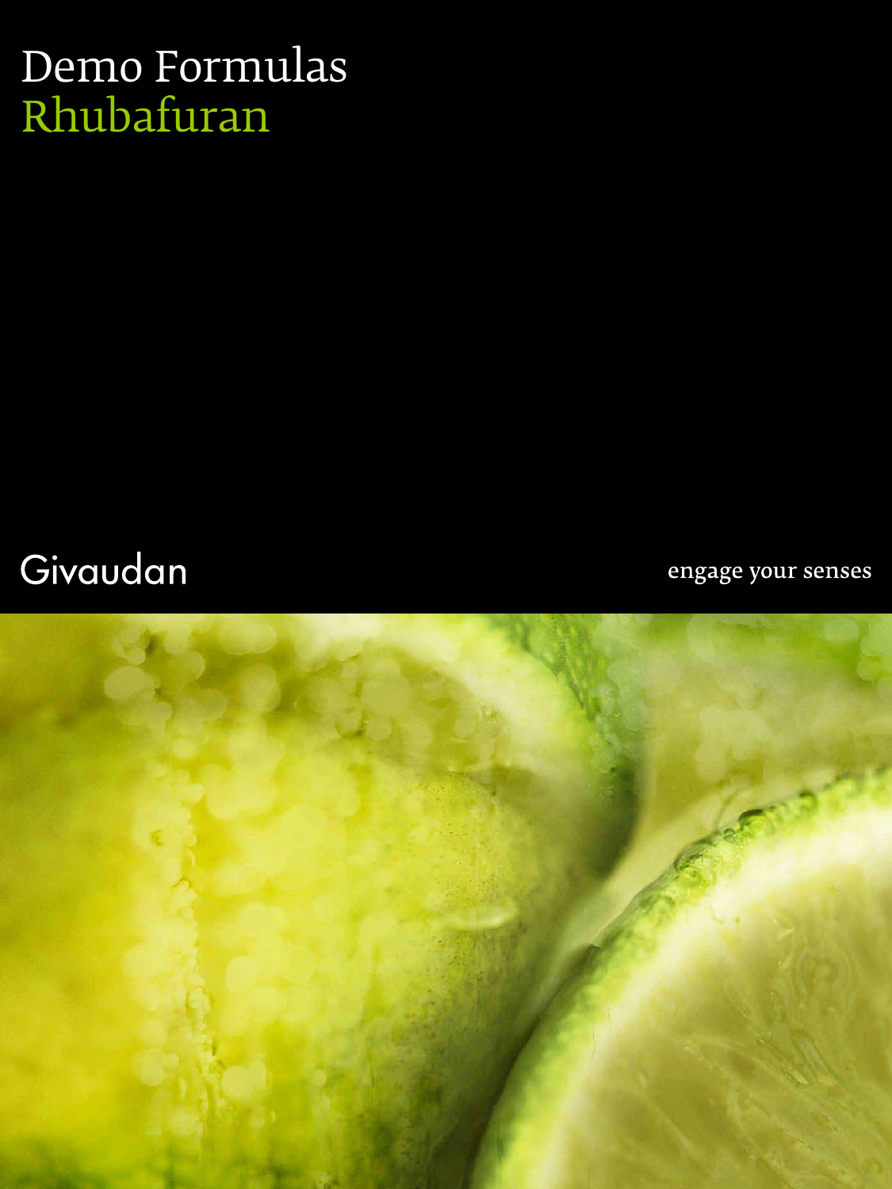# Demo Formulas
## Rhubafuran

Givaudan

engage your senses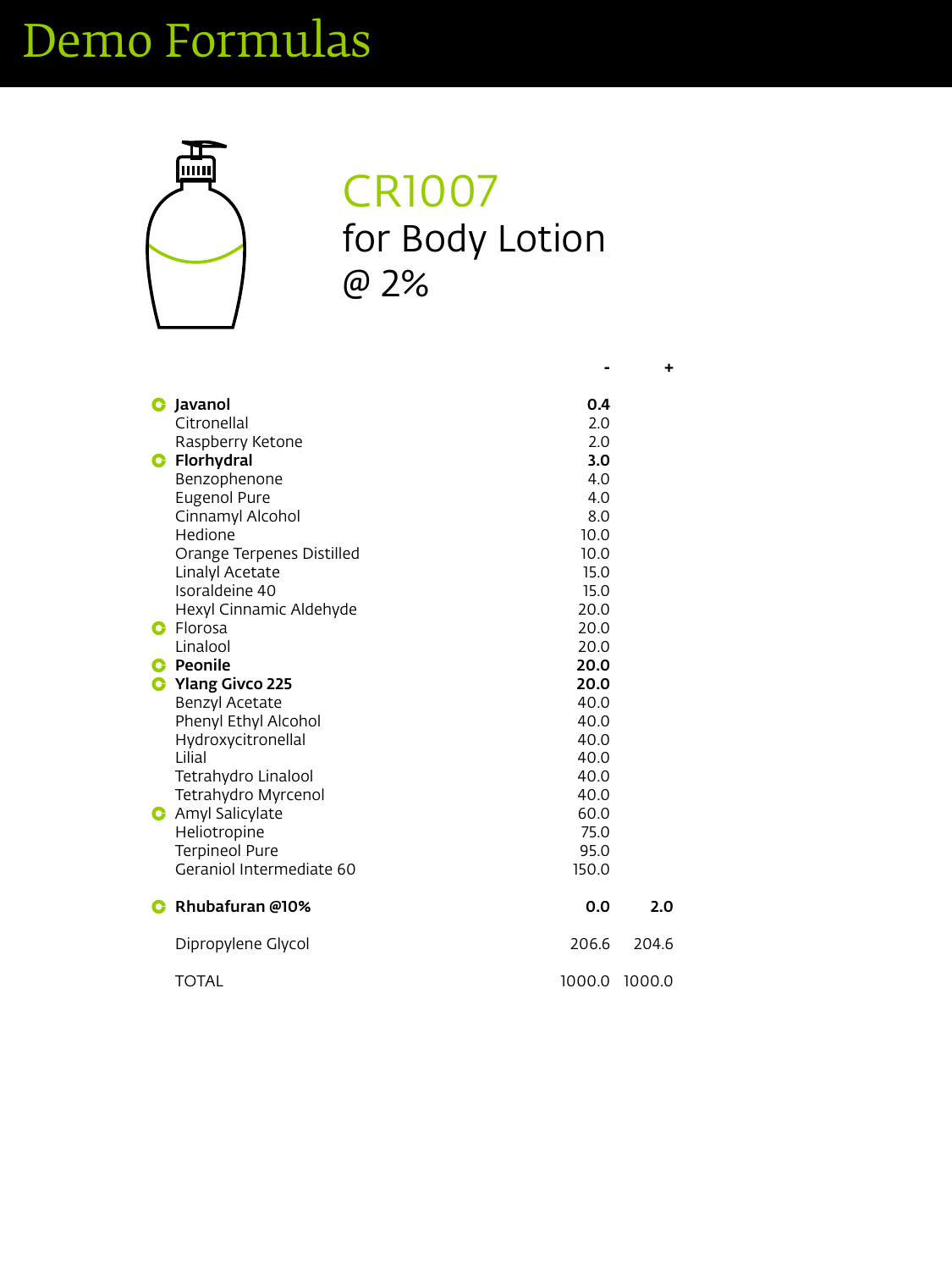# Demo Formulas

## CR1007

## for Body Lotion @ 2%

| | - | + |
|---|---|---|
| **Javanol** | **0.4** | |
| Citronellal | 2.0 | |
| Raspberry Ketone | 2.0 | |
| **Florhydral** | **3.0** | |
| Benzophenone | 4.0 | |
| Eugenol Pure | 4.0 | |
| Cinnamyl Alcohol | 8.0 | |
| Hedione | 10.0 | |
| Orange Terpenes Distilled | 10.0 | |
| Linalyl Acetate | 15.0 | |
| Isoraldeine 40 | 15.0 | |
| Hexyl Cinnamic Aldehyde | 20.0 | |
| Florosa | 20.0 | |
| Linalool | 20.0 | |
| **Peonile** | **20.0** | |
| **Ylang Givco 225** | **20.0** | |
| Benzyl Acetate | 40.0 | |
| Phenyl Ethyl Alcohol | 40.0 | |
| Hydroxycitronellal | 40.0 | |
| Lilial | 40.0 | |
| Tetrahydro Linalool | 40.0 | |
| Tetrahydro Myrcenol | 40.0 | |
| Amyl Salicylate | 60.0 | |
| Heliotropine | 75.0 | |
| Terpineol Pure | 95.0 | |
| Geraniol Intermediate 60 | 150.0 | |
| **Rhubafuran @10%** | **0.0** | **2.0** |
| Dipropylene Glycol | 206.6 | 204.6 |
| TOTAL | 1000.0 | 1000.0 |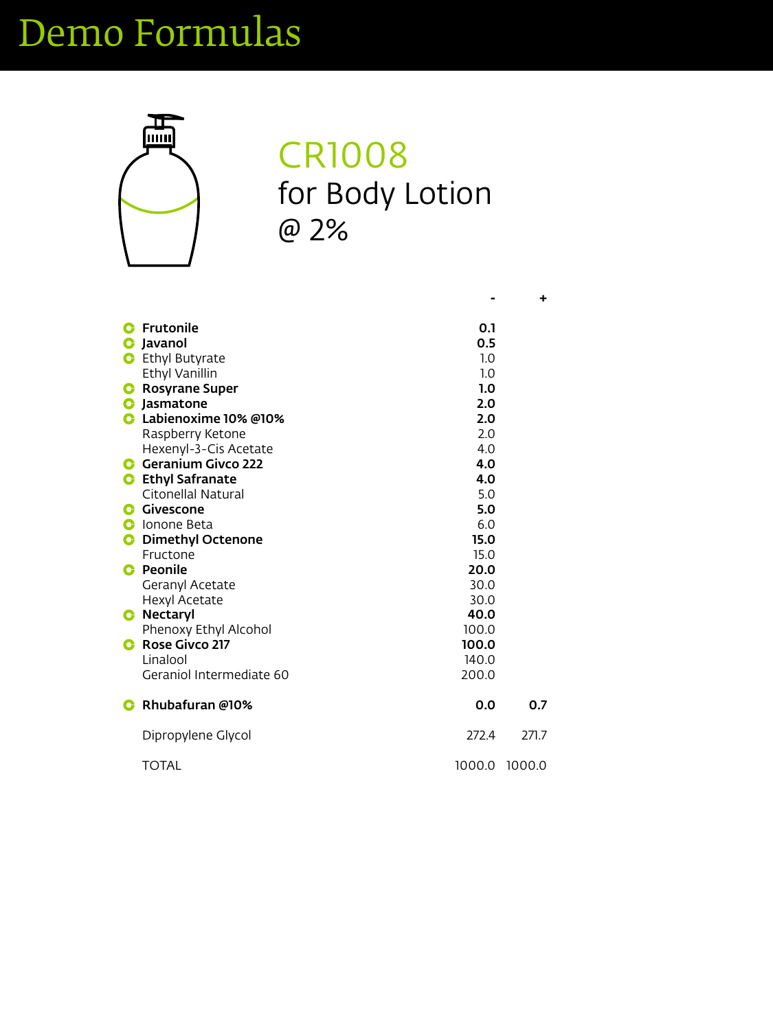# Demo Formulas

## CR1008
for Body Lotion
@ 2%

| Ingredient | - | + |
|---|---|---|
| **Frutonile** | **0.1** | |
| **Javanol** | **0.5** | |
| Ethyl Butyrate | 1.0 | |
| Ethyl Vanillin | 1.0 | |
| **Rosyrane Super** | **1.0** | |
| **Jasmatone** | **2.0** | |
| **Labienoxime 10% @10%** | **2.0** | |
| Raspberry Ketone | 2.0 | |
| Hexenyl-3-Cis Acetate | 4.0 | |
| **Geranium Givco 222** | **4.0** | |
| **Ethyl Safranate** | **4.0** | |
| Citonellal Natural | 5.0 | |
| **Givescone** | **5.0** | |
| Ionone Beta | 6.0 | |
| **Dimethyl Octenone** | **15.0** | |
| Fructone | 15.0 | |
| **Peonile** | **20.0** | |
| Geranyl Acetate | 30.0 | |
| Hexyl Acetate | 30.0 | |
| **Nectaryl** | **40.0** | |
| Phenoxy Ethyl Alcohol | 100.0 | |
| **Rose Givco 217** | **100.0** | |
| Linalool | 140.0 | |
| Geraniol Intermediate 60 | 200.0 | |
| **Rhubafuran @10%** | **0.0** | **0.7** |
| Dipropylene Glycol | 272.4 | 271.7 |
| TOTAL | 1000.0 | 1000.0 |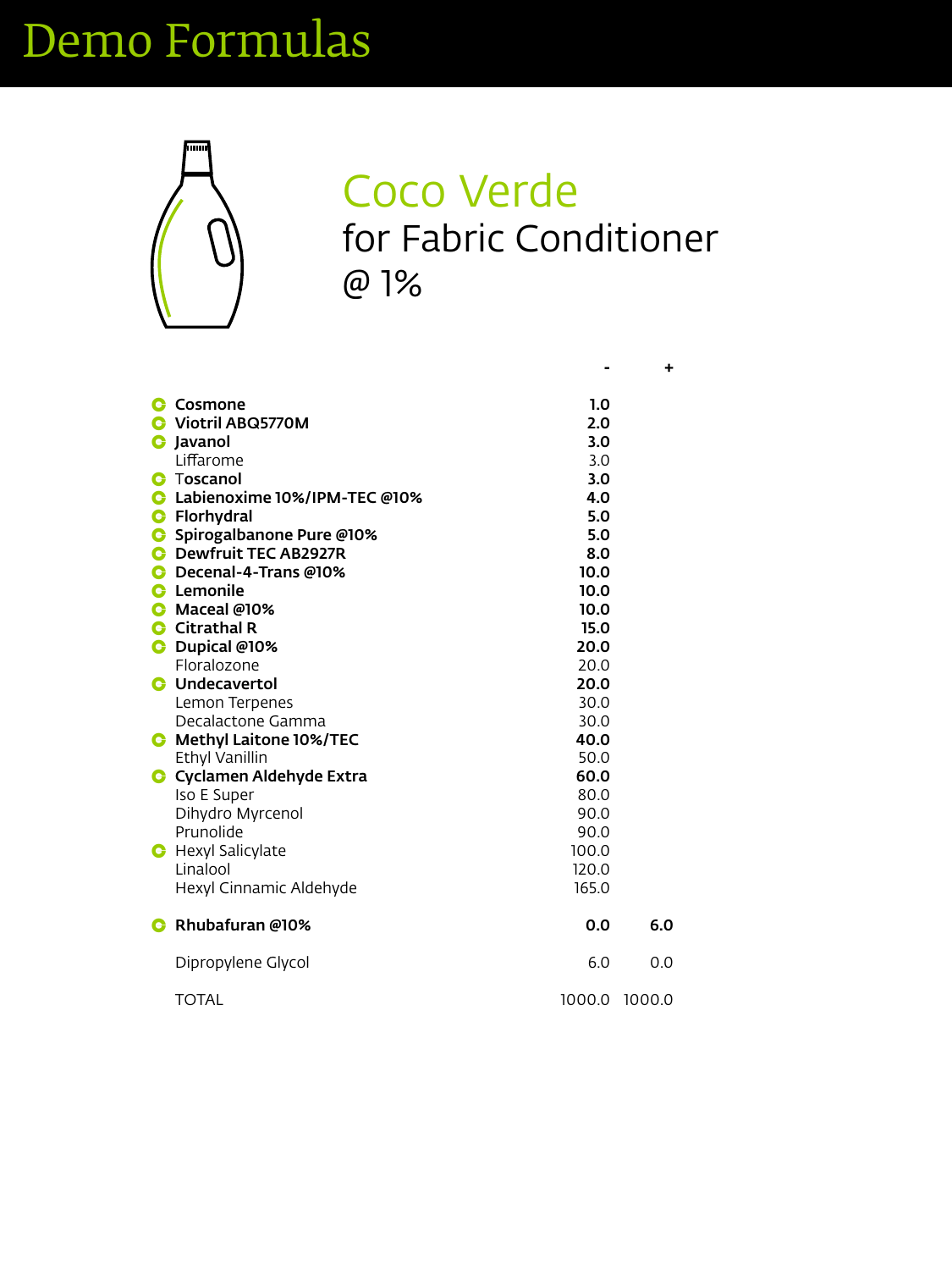# Demo Formulas

## Coco Verde

for Fabric Conditioner

@ 1%

| Ingredient | - | + |
|---|---|---|
| **Cosmone** | **1.0** | |
| **Viotril ABQ5770M** | **2.0** | |
| **Javanol** | **3.0** | |
| Liffarome | 3.0 | |
| **Toscanol** | **3.0** | |
| **Labienoxime 10%/IPM-TEC @10%** | **4.0** | |
| **Florhydral** | **5.0** | |
| **Spirogalbanone Pure @10%** | **5.0** | |
| **Dewfruit TEC AB2927R** | **8.0** | |
| **Decenal-4-Trans @10%** | **10.0** | |
| **Lemonile** | **10.0** | |
| **Maceal @10%** | **10.0** | |
| **Citrathal R** | **15.0** | |
| **Dupical @10%** | **20.0** | |
| Floralozone | 20.0 | |
| **Undecavertol** | **20.0** | |
| Lemon Terpenes | 30.0 | |
| Decalactone Gamma | 30.0 | |
| **Methyl Laitone 10%/TEC** | **40.0** | |
| Ethyl Vanillin | 50.0 | |
| **Cyclamen Aldehyde Extra** | **60.0** | |
| Iso E Super | 80.0 | |
| Dihydro Myrcenol | 90.0 | |
| Prunolide | 90.0 | |
| Hexyl Salicylate | 100.0 | |
| Linalool | 120.0 | |
| Hexyl Cinnamic Aldehyde | 165.0 | |
| **Rhubafuran @10%** | **0.0** | **6.0** |
| Dipropylene Glycol | 6.0 | 0.0 |
| TOTAL | 1000.0 | 1000.0 |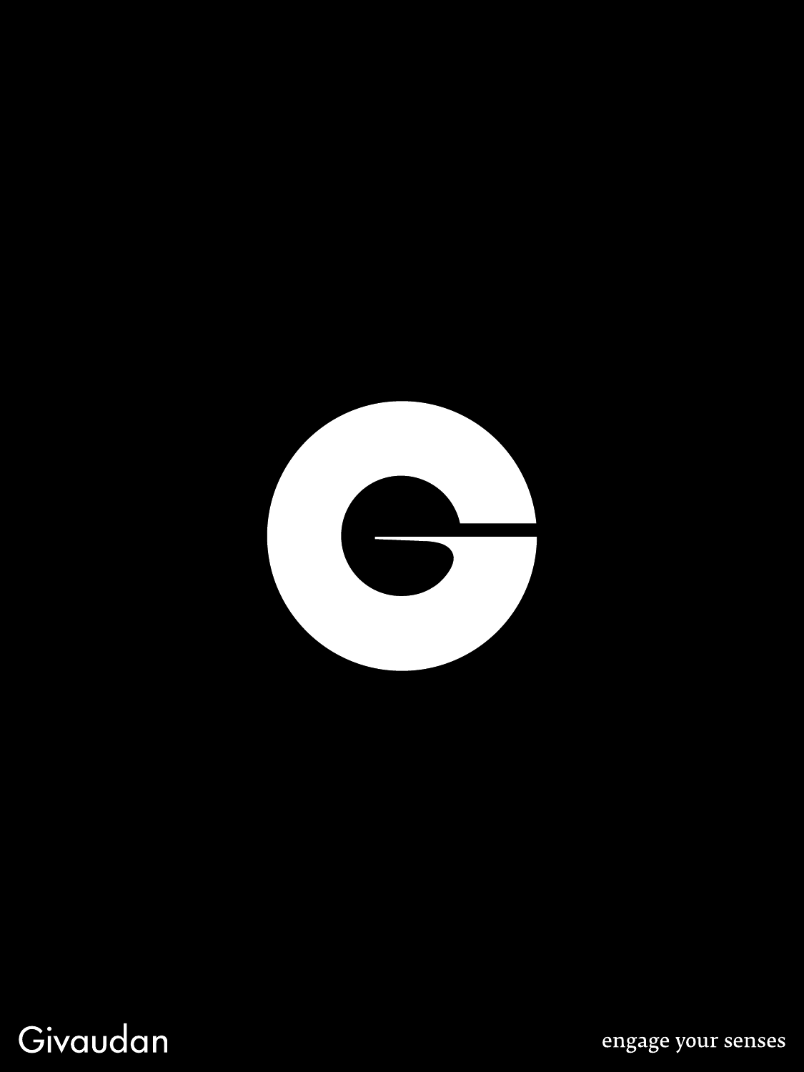Givaudan

engage your senses